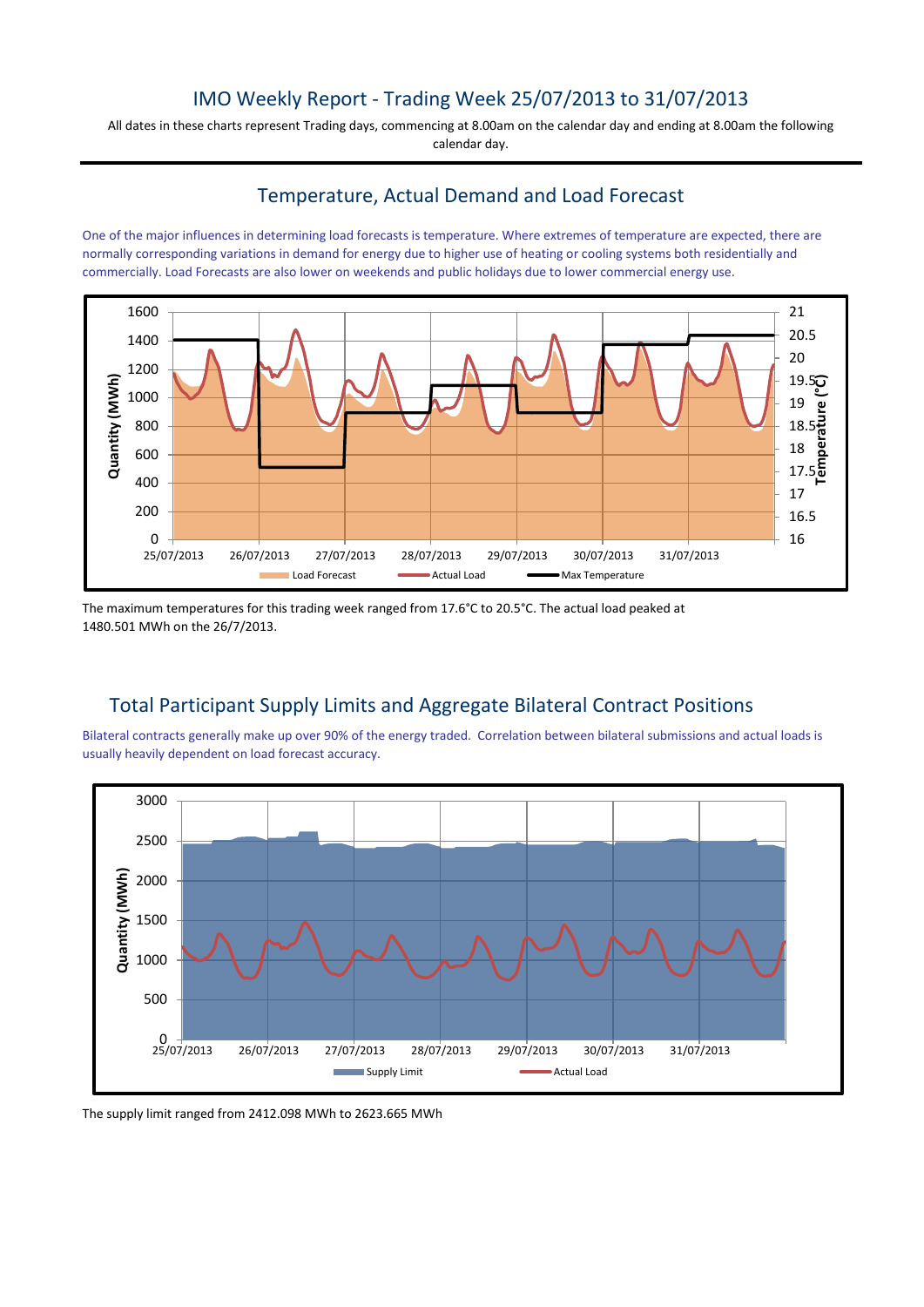# IMO Weekly Report - Trading Week 25/07/2013 to 31/07/2013

All dates in these charts represent Trading days, commencing at 8.00am on the calendar day and ending at 8.00am the following calendar day.

## Temperature, Actual Demand and Load Forecast

One of the major influences in determining load forecasts is temperature. Where extremes of temperature are expected, there are normally corresponding variations in demand for energy due to higher use of heating or cooling systems both residentially and commercially. Load Forecasts are also lower on weekends and public holidays due to lower commercial energy use.

The maximum temperatures for this trading week ranged from 17.6°C to 20.5°C. The actual load peaked at 1480.501 MWh on the 26/7/2013.

## Total Participant Supply Limits and Aggregate Bilateral Contract Positions

Bilateral contracts generally make up over 90% of the energy traded. Correlation between bilateral submissions and actual loads is usually heavily dependent on load forecast accuracy.

The supply limit ranged from 2412.098 MWh to 2623.665 MWh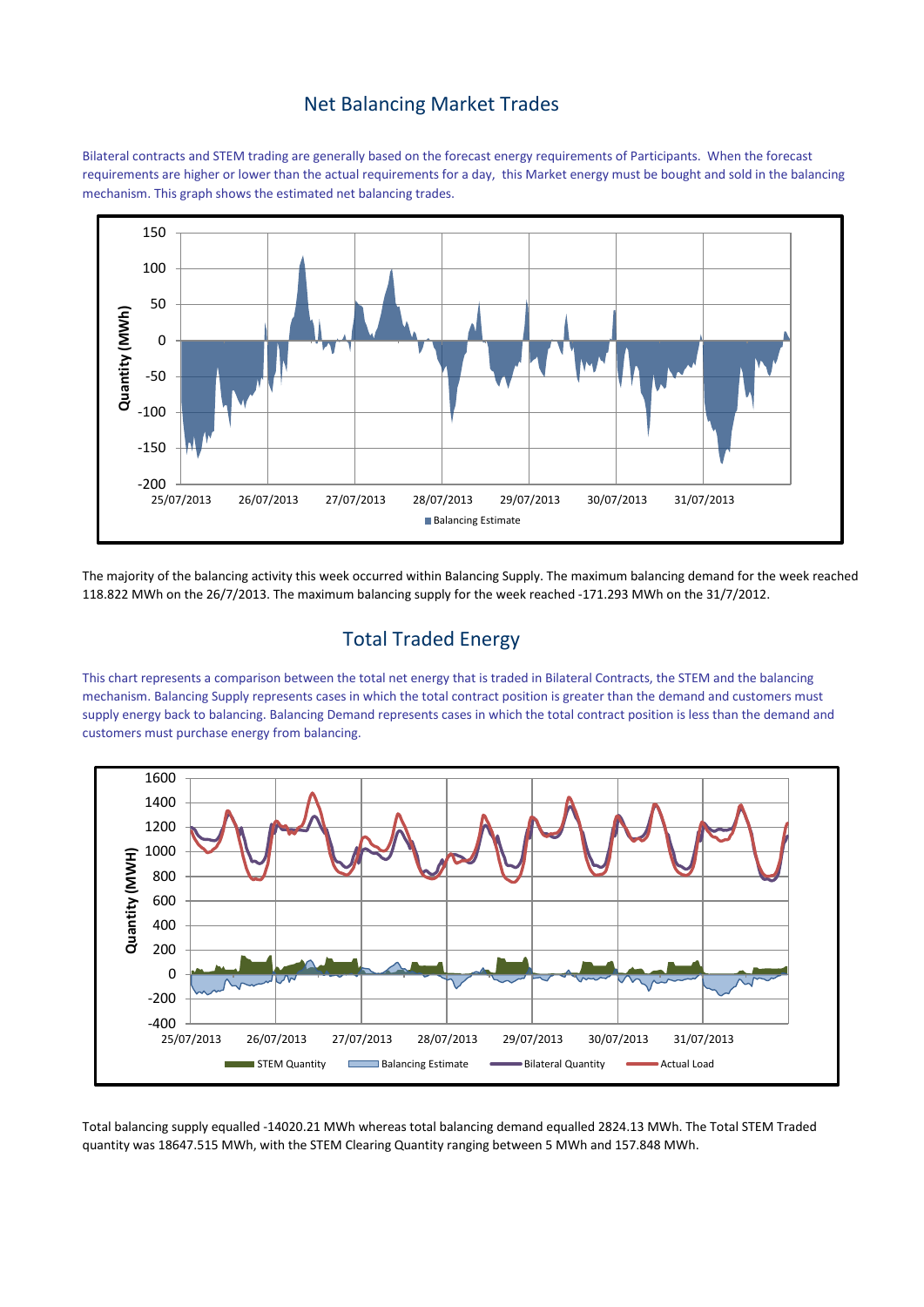## Net Balancing Market Trades

Bilateral contracts and STEM trading are generally based on the forecast energy requirements of Participants. When the forecast requirements are higher or lower than the actual requirements for a day, this Market energy must be bought and sold in the balancing mechanism. This graph shows the estimated net balancing trades.

The majority of the balancing activity this week occurred within Balancing Supply. The maximum balancing demand for the week reached 118.822 MWh on the 26/7/2013. The maximum balancing supply for the week reached -171.293 MWh on the 31/7/2012.

## Total Traded Energy

This chart represents a comparison between the total net energy that is traded in Bilateral Contracts, the STEM and the balancing mechanism. Balancing Supply represents cases in which the total contract position is greater than the demand and customers must supply energy back to balancing. Balancing Demand represents cases in which the total contract position is less than the demand and customers must purchase energy from balancing.

Total balancing supply equalled -14020.21 MWh whereas total balancing demand equalled 2824.13 MWh. The Total STEM Traded quantity was 18647.515 MWh, with the STEM Clearing Quantity ranging between 5 MWh and 157.848 MWh.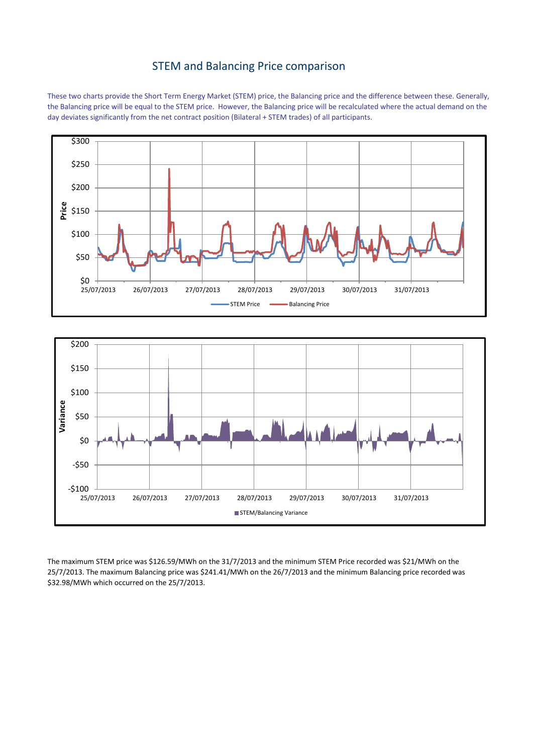# STEM and Balancing Price comparison

These two charts provide the Short Term Energy Market (STEM) price, the Balancing price and the difference between these. Generally, the Balancing price will be equal to the STEM price. However, the Balancing price will be recalculated where the actual demand on the day deviates significantly from the net contract position (Bilateral + STEM trades) of all participants.

Price

$300
$250
$200
$150
$100
$50
$0

25/07/2013 26/07/2013 27/07/2013 28/07/2013 29/07/2013 30/07/2013 31/07/2013

STEM Price
Balancing Price

Variance

$200
$150
$100
$50
$0
-$50
-$100

25/07/2013 26/07/2013 27/07/2013 28/07/2013 29/07/2013 30/07/2013 31/07/2013

STEM/Balancing Variance

The maximum STEM price was $126.59/MWh on the 31/7/2013 and the minimum STEM Price recorded was $21/MWh on the 25/7/2013. The maximum Balancing price was $241.41/MWh on the 26/7/2013 and the minimum Balancing price recorded was $32.98/MWh which occurred on the 25/7/2013.